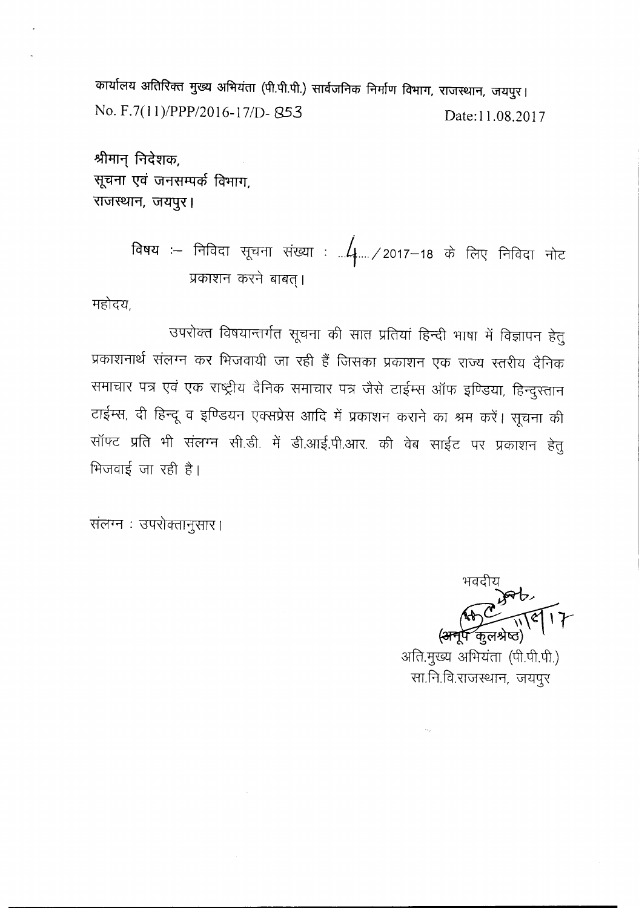कार्यालय अतिरिक्त मुख्य अभियंता (पी.पी.पी.) सार्वजनिक निर्माण विभाग, राजस्थान, जयपुर।

No. F.7(11)/PPP/2016-17/D- 853 Date:11.08.2017

श्रीमान् निदेशक,
सूचना एवं जनसम्पर्क विभाग,
राजस्थान, जयपुर।

विषय :– निविदा सूचना संख्या : ...4.... / 2017–18 के लिए निविदा नोट प्रकाशन करने बाबत्।

महोदय,

उपरोक्त विषयान्तर्गत सूचना की सात प्रतियां हिन्दी भाषा में विज्ञापन हेतु प्रकाशनार्थ संलग्न कर भिजवायी जा रही हैं जिसका प्रकाशन एक राज्य स्तरीय दैनिक समाचार पत्र एवं एक राष्ट्रीय दैनिक समाचार पत्र जैसे टाईम्स ऑफ इण्डिया, हिन्दुस्तान टाईम्स, दी हिन्दू व इण्डियन एक्सप्रेस आदि में प्रकाशन कराने का श्रम करें। सूचना की सॉफ्ट प्रति भी संलग्न सी.डी. में डी.आई.पी.आर. की वेब साईट पर प्रकाशन हेतु भिजवाई जा रही है।

संलग्न : उपरोक्तानुसार।

भवदीय

11/8/17

(अनूप कुलश्रेष्ठ)

अति.मुख्य अभियंता (पी.पी.पी.)

सा.नि.वि.राजस्थान, जयपुर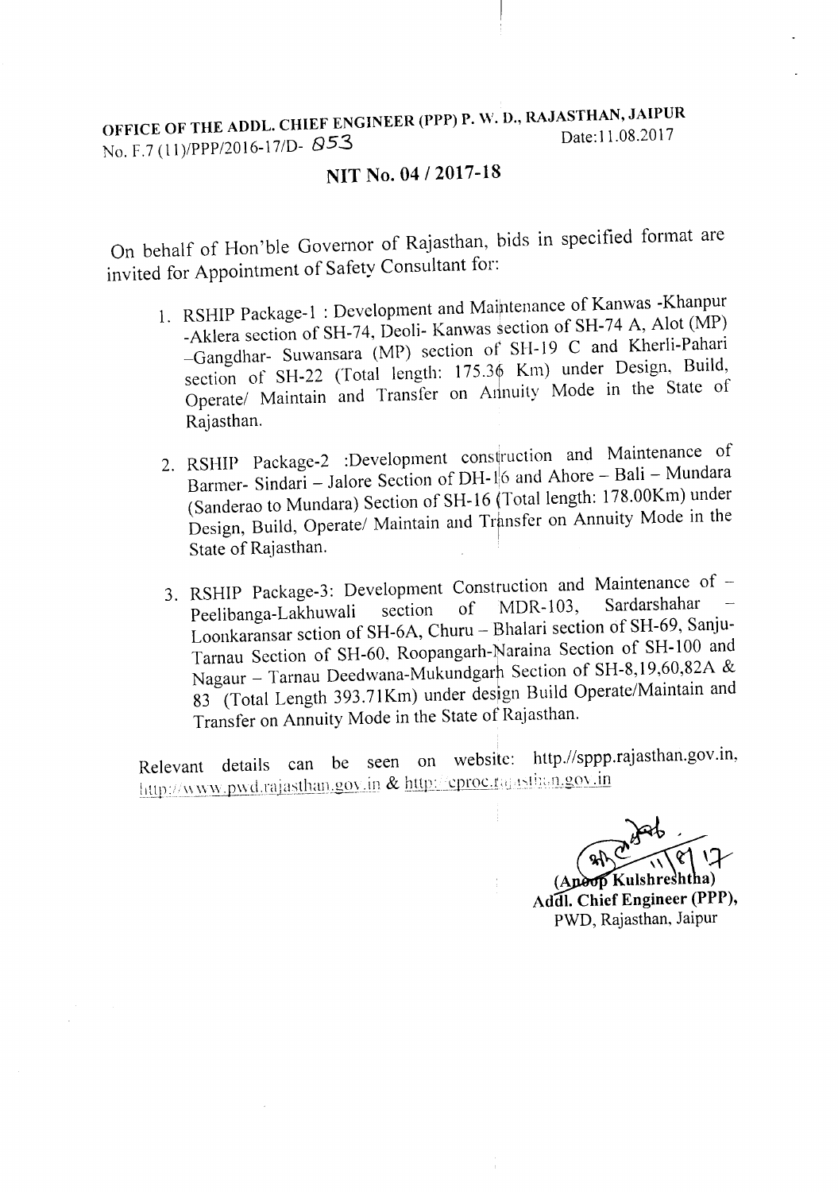**OFFICE OF THE ADDL. CHIEF ENGINEER (PPP) P. W. D., RAJASTHAN, JAIPUR**

No. F.7 (11)/PPP/2016-17/D- 853 Date:11.08.2017

## NIT No. 04 / 2017-18

On behalf of Hon'ble Governor of Rajasthan, bids in specified format are invited for Appointment of Safety Consultant for:

1. RSHIP Package-1 : Development and Maintenance of Kanwas -Khanpur -Aklera section of SH-74, Deoli- Kanwas section of SH-74 A, Alot (MP) –Gangdhar- Suwansara (MP) section of SH-19 C and Kherli-Pahari section of SH-22 (Total length: 175.36 Km) under Design, Build, Operate/ Maintain and Transfer on Annuity Mode in the State of Rajasthan.

2. RSHIP Package-2 :Development construction and Maintenance of Barmer- Sindari – Jalore Section of DH-16 and Ahore – Bali – Mundara (Sanderao to Mundara) Section of SH-16 (Total length: 178.00Km) under Design, Build, Operate/ Maintain and Transfer on Annuity Mode in the State of Rajasthan.

3. RSHIP Package-3: Development Construction and Maintenance of – Peelibanga-Lakhuwali section of MDR-103, Sardarshahar – Loonkaransar sction of SH-6A, Churu – Bhalari section of SH-69, Sanju-Tarnau Section of SH-60, Roopangarh-Naraina Section of SH-100 and Nagaur – Tarnau Deedwana-Mukundgarh Section of SH-8,19,60,82A & 83 (Total Length 393.71Km) under design Build Operate/Maintain and Transfer on Annuity Mode in the State of Rajasthan.

Relevant details can be seen on website: http.//sppp.rajasthan.gov.in, http://www.pwd.rajasthan.gov.in & http://eproc.rajasthan.gov.in

(Anoop Kulshreshtha)
**Addl. Chief Engineer (PPP),**
PWD, Rajasthan, Jaipur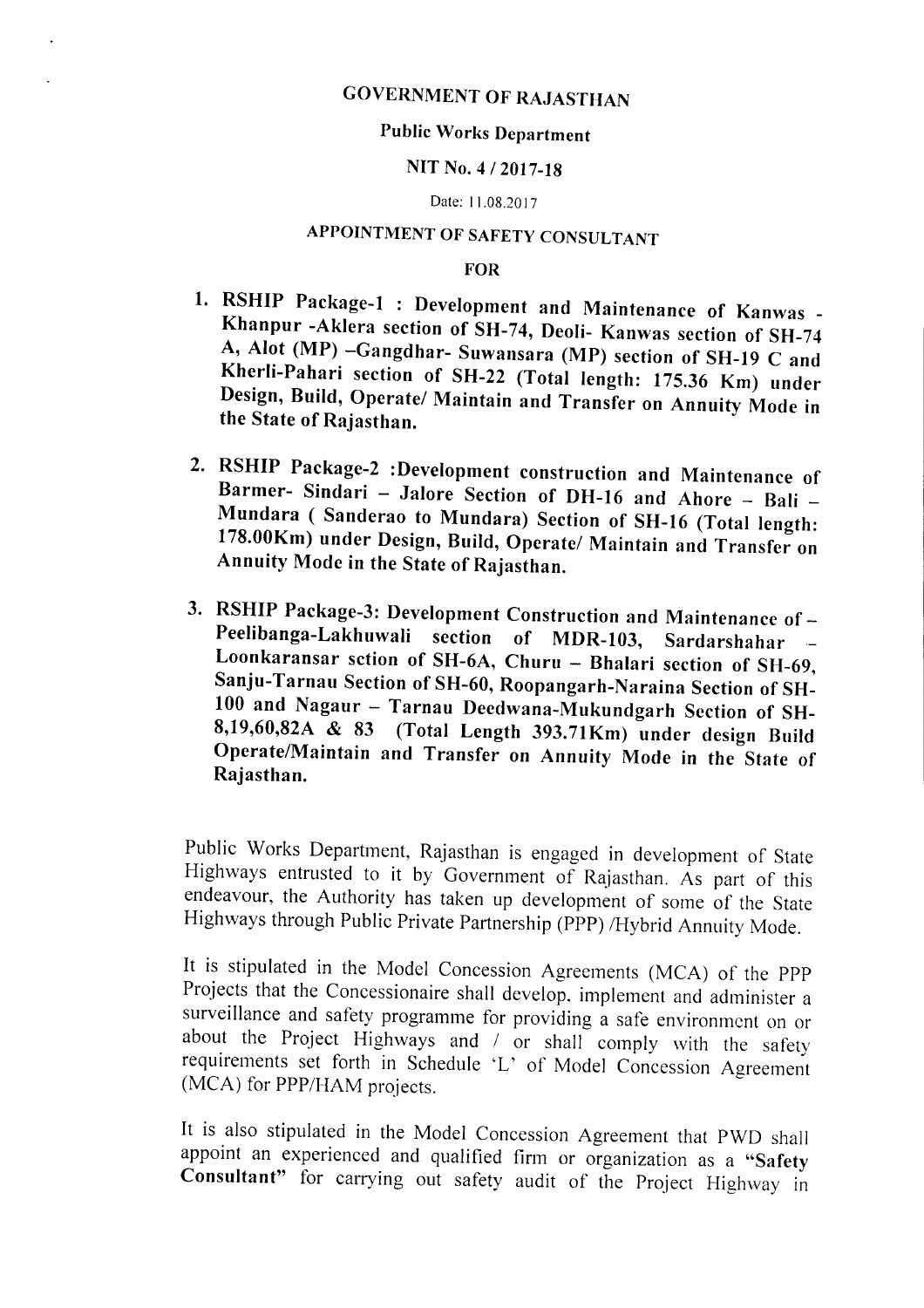# GOVERNMENT OF RAJASTHAN

## Public Works Department

## NIT No. 4 / 2017-18

Date: 11.08.2017

## APPOINTMENT OF SAFETY CONSULTANT

## FOR

1. **RSHIP Package-1 : Development and Maintenance of Kanwas - Khanpur -Aklera section of SH-74, Deoli- Kanwas section of SH-74 A, Alot (MP) –Gangdhar- Suwansara (MP) section of SH-19 C and Kherli-Pahari section of SH-22 (Total length: 175.36 Km) under Design, Build, Operate/ Maintain and Transfer on Annuity Mode in the State of Rajasthan.**

2. **RSHIP Package-2 :Development construction and Maintenance of Barmer- Sindari – Jalore Section of DH-16 and Ahore – Bali – Mundara ( Sanderao to Mundara) Section of SH-16 (Total length: 178.00Km) under Design, Build, Operate/ Maintain and Transfer on Annuity Mode in the State of Rajasthan.**

3. **RSHIP Package-3: Development Construction and Maintenance of – Peelibanga-Lakhuwali section of MDR-103, Sardarshahar – Loonkaransar sction of SH-6A, Churu – Bhalari section of SH-69, Sanju-Tarnau Section of SH-60, Roopangarh-Naraina Section of SH-100 and Nagaur – Tarnau Deedwana-Mukundgarh Section of SH-8,19,60,82A & 83 (Total Length 393.71Km) under design Build Operate/Maintain and Transfer on Annuity Mode in the State of Rajasthan.**

Public Works Department, Rajasthan is engaged in development of State Highways entrusted to it by Government of Rajasthan. As part of this endeavour, the Authority has taken up development of some of the State Highways through Public Private Partnership (PPP) /Hybrid Annuity Mode.

It is stipulated in the Model Concession Agreements (MCA) of the PPP Projects that the Concessionaire shall develop, implement and administer a surveillance and safety programme for providing a safe environment on or about the Project Highways and / or shall comply with the safety requirements set forth in Schedule 'L' of Model Concession Agreement (MCA) for PPP/HAM projects.

It is also stipulated in the Model Concession Agreement that PWD shall appoint an experienced and qualified firm or organization as a **"Safety Consultant"** for carrying out safety audit of the Project Highway in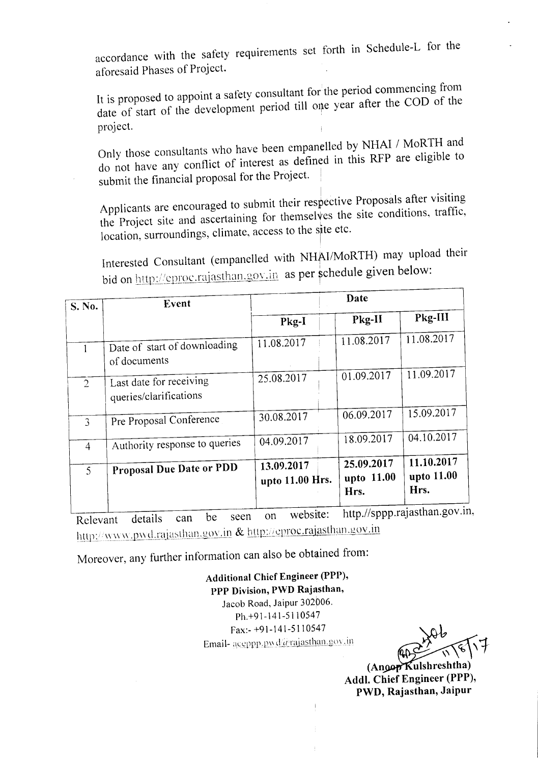accordance with the safety requirements set forth in Schedule-L for the aforesaid Phases of Project.

It is proposed to appoint a safety consultant for the period commencing from date of start of the development period till one year after the COD of the project.

Only those consultants who have been empanelled by NHAI / MoRTH and do not have any conflict of interest as defined in this RFP are eligible to submit the financial proposal for the Project.

Applicants are encouraged to submit their respective Proposals after visiting the Project site and ascertaining for themselves the site conditions, traffic, location, surroundings, climate, access to the site etc.

Interested Consultant (empanelled with NHAI/MoRTH) may upload their bid on http://eproc.rajasthan.gov.in as per schedule given below:

| S. No. | Event | Date | | |
|---|---|---|---|---|
| | | Pkg-I | Pkg-II | Pkg-III |
| 1 | Date of start of downloading of documents | 11.08.2017 | 11.08.2017 | 11.08.2017 |
| 2 | Last date for receiving queries/clarifications | 25.08.2017 | 01.09.2017 | 11.09.2017 |
| 3 | Pre Proposal Conference | 30.08.2017 | 06.09.2017 | 15.09.2017 |
| 4 | Authority response to queries | 04.09.2017 | 18.09.2017 | 04.10.2017 |
| 5 | **Proposal Due Date or PDD** | **13.09.2017 upto 11.00 Hrs.** | **25.09.2017 upto 11.00 Hrs.** | **11.10.2017 upto 11.00 Hrs.** |

Relevant details can be seen on website: http.//sppp.rajasthan.gov.in, http://www.pwd.rajasthan.gov.in & http://eproc.rajasthan.gov.in

Moreover, any further information can also be obtained from:

**Additional Chief Engineer (PPP),**
**PPP Division, PWD Rajasthan,**
Jacob Road, Jaipur 302006.
Ph.+91-141-5110547
Fax:- +91-141-5110547
Email- aceppp.pwd@rajasthan.gov.in

11/8/17

**(Anoop Kulshreshtha)**
**Addl. Chief Engineer (PPP),**
**PWD, Rajasthan, Jaipur**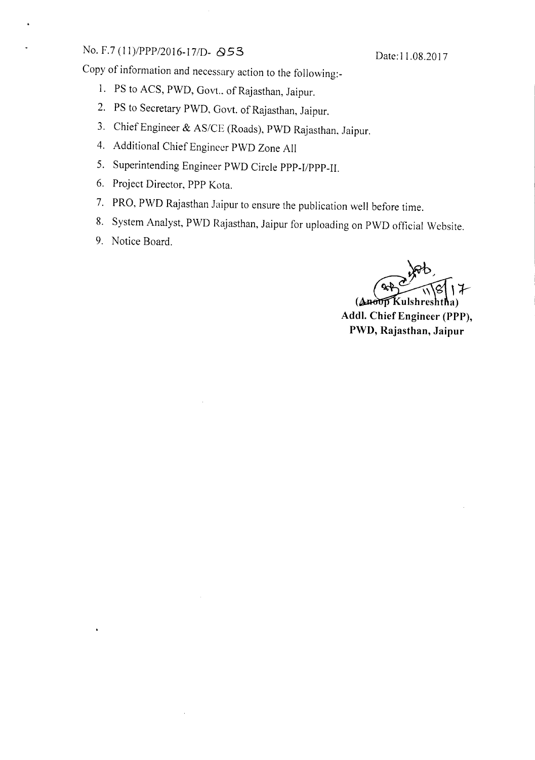No. F.7 (11)/PPP/2016-17/D- 853

Date: 11.08.2017

Copy of information and necessary action to the following:-

1. PS to ACS, PWD, Govt.. of Rajasthan, Jaipur.
2. PS to Secretary PWD, Govt. of Rajasthan, Jaipur.
3. Chief Engineer & AS/CE (Roads), PWD Rajasthan, Jaipur.
4. Additional Chief Engineer PWD Zone All
5. Superintending Engineer PWD Circle PPP-I/PPP-II.
6. Project Director, PPP Kota.
7. PRO, PWD Rajasthan Jaipur to ensure the publication well before time.
8. System Analyst, PWD Rajasthan, Jaipur for uploading on PWD official Website.
9. Notice Board.

11/8/17

(Anoop Kulshreshtha)

**Addl. Chief Engineer (PPP),**
**PWD, Rajasthan, Jaipur**